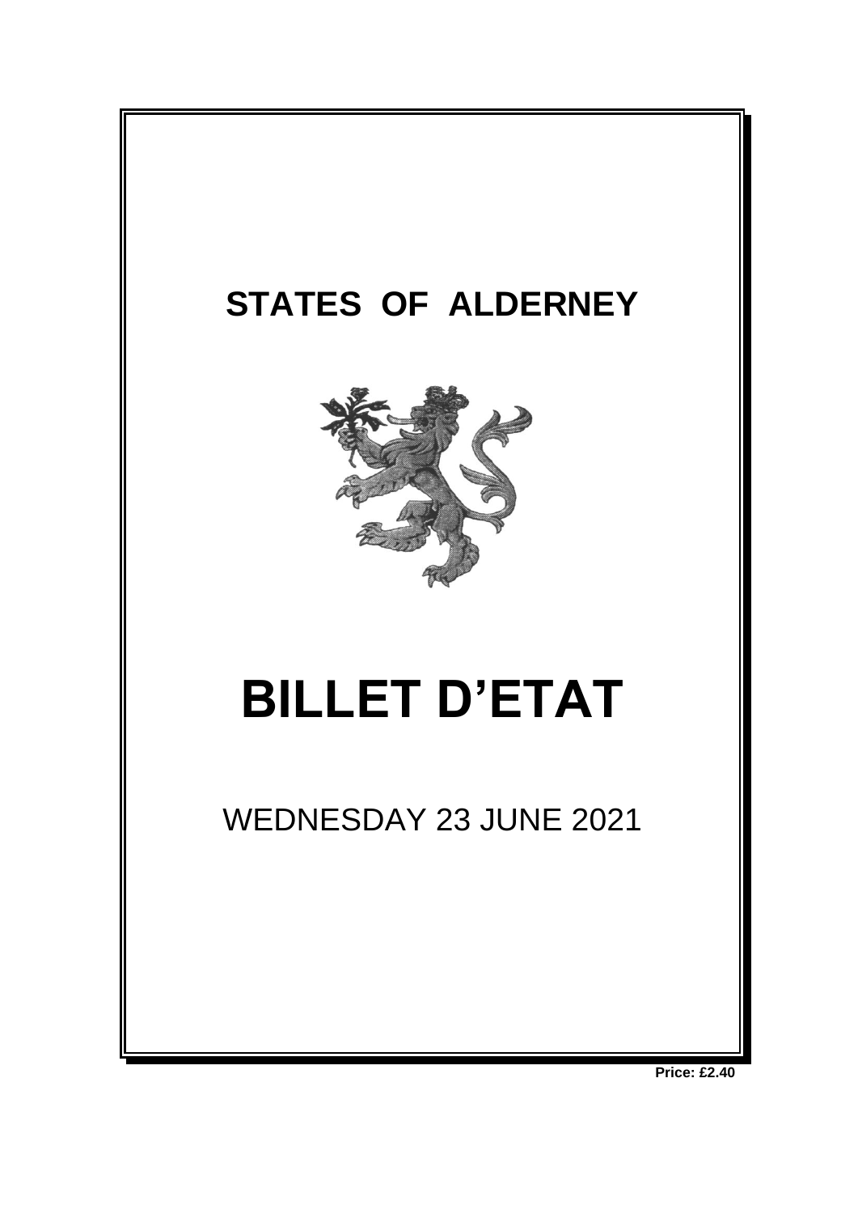# STATES OF ALDERNEY

# BILLET D'ETAT

WEDNESDAY 23 JUNE 2021

**Price: £2.40**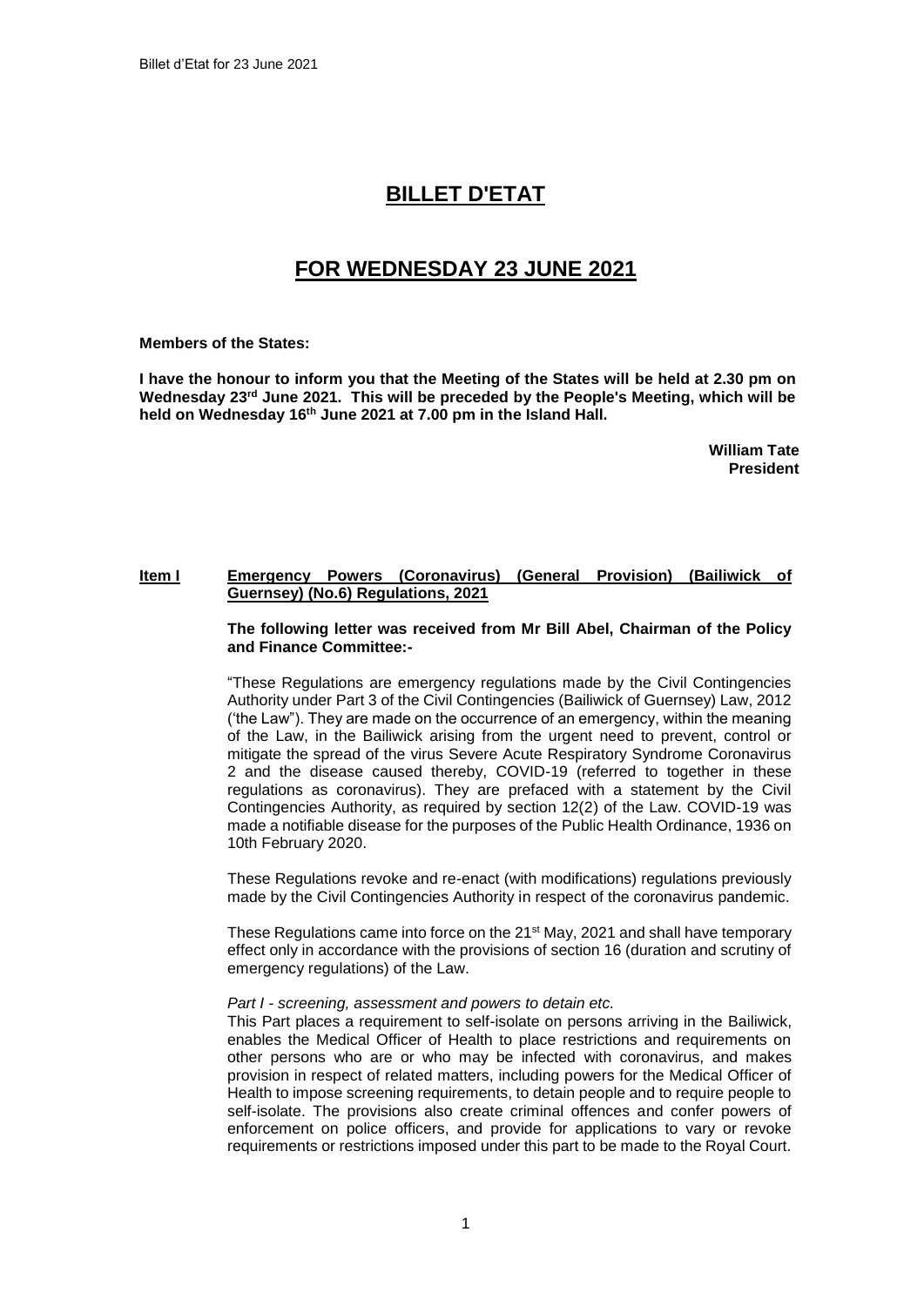# BILLET D'ETAT

# FOR WEDNESDAY 23 JUNE 2021

**Members of the States:**

**I have the honour to inform you that the Meeting of the States will be held at 2.30 pm on Wednesday 23rd June 2021. This will be preceded by the People's Meeting, which will be held on Wednesday 16th June 2021 at 7.00 pm in the Island Hall.**

**William Tate**
**President**

**Item I** **Emergency Powers (Coronavirus) (General Provision) (Bailiwick of Guernsey) (No.6) Regulations, 2021**

**The following letter was received from Mr Bill Abel, Chairman of the Policy and Finance Committee:-**

"These Regulations are emergency regulations made by the Civil Contingencies Authority under Part 3 of the Civil Contingencies (Bailiwick of Guernsey) Law, 2012 ('the Law"). They are made on the occurrence of an emergency, within the meaning of the Law, in the Bailiwick arising from the urgent need to prevent, control or mitigate the spread of the virus Severe Acute Respiratory Syndrome Coronavirus 2 and the disease caused thereby, COVID-19 (referred to together in these regulations as coronavirus). They are prefaced with a statement by the Civil Contingencies Authority, as required by section 12(2) of the Law. COVID-19 was made a notifiable disease for the purposes of the Public Health Ordinance, 1936 on 10th February 2020.

These Regulations revoke and re-enact (with modifications) regulations previously made by the Civil Contingencies Authority in respect of the coronavirus pandemic.

These Regulations came into force on the 21st May, 2021 and shall have temporary effect only in accordance with the provisions of section 16 (duration and scrutiny of emergency regulations) of the Law.

*Part I - screening, assessment and powers to detain etc.*
This Part places a requirement to self-isolate on persons arriving in the Bailiwick, enables the Medical Officer of Health to place restrictions and requirements on other persons who are or who may be infected with coronavirus, and makes provision in respect of related matters, including powers for the Medical Officer of Health to impose screening requirements, to detain people and to require people to self-isolate. The provisions also create criminal offences and confer powers of enforcement on police officers, and provide for applications to vary or revoke requirements or restrictions imposed under this part to be made to the Royal Court.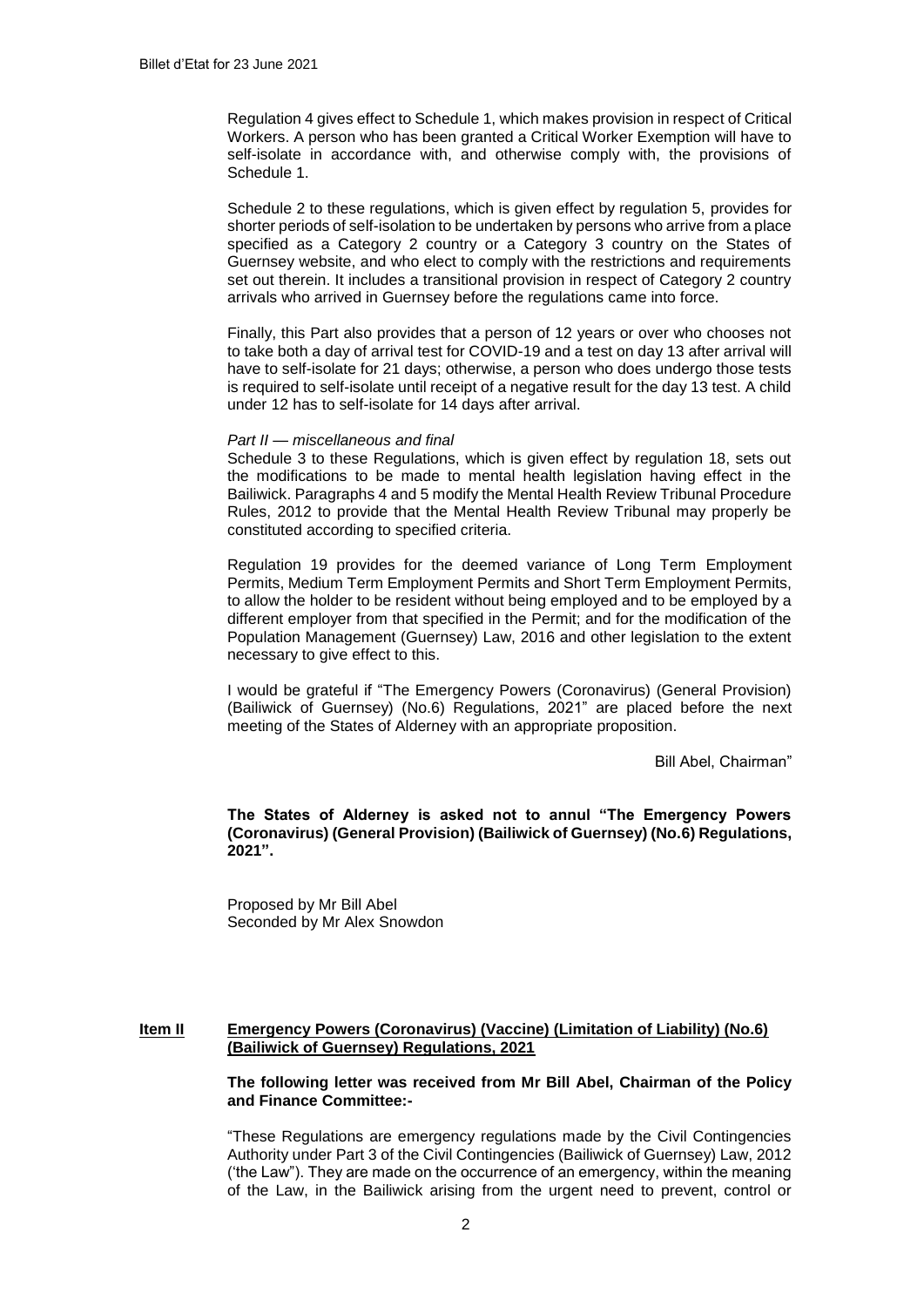Regulation 4 gives effect to Schedule 1, which makes provision in respect of Critical Workers. A person who has been granted a Critical Worker Exemption will have to self-isolate in accordance with, and otherwise comply with, the provisions of Schedule 1.

Schedule 2 to these regulations, which is given effect by regulation 5, provides for shorter periods of self-isolation to be undertaken by persons who arrive from a place specified as a Category 2 country or a Category 3 country on the States of Guernsey website, and who elect to comply with the restrictions and requirements set out therein. It includes a transitional provision in respect of Category 2 country arrivals who arrived in Guernsey before the regulations came into force.

Finally, this Part also provides that a person of 12 years or over who chooses not to take both a day of arrival test for COVID-19 and a test on day 13 after arrival will have to self-isolate for 21 days; otherwise, a person who does undergo those tests is required to self-isolate until receipt of a negative result for the day 13 test. A child under 12 has to self-isolate for 14 days after arrival.

*Part II — miscellaneous and final*

Schedule 3 to these Regulations, which is given effect by regulation 18, sets out the modifications to be made to mental health legislation having effect in the Bailiwick. Paragraphs 4 and 5 modify the Mental Health Review Tribunal Procedure Rules, 2012 to provide that the Mental Health Review Tribunal may properly be constituted according to specified criteria.

Regulation 19 provides for the deemed variance of Long Term Employment Permits, Medium Term Employment Permits and Short Term Employment Permits, to allow the holder to be resident without being employed and to be employed by a different employer from that specified in the Permit; and for the modification of the Population Management (Guernsey) Law, 2016 and other legislation to the extent necessary to give effect to this.

I would be grateful if "The Emergency Powers (Coronavirus) (General Provision) (Bailiwick of Guernsey) (No.6) Regulations, 2021" are placed before the next meeting of the States of Alderney with an appropriate proposition.

Bill Abel, Chairman"

**The States of Alderney is asked not to annul "The Emergency Powers (Coronavirus) (General Provision) (Bailiwick of Guernsey) (No.6) Regulations, 2021".**

Proposed by Mr Bill Abel
Seconded by Mr Alex Snowdon

## **Item II** **Emergency Powers (Coronavirus) (Vaccine) (Limitation of Liability) (No.6) (Bailiwick of Guernsey) Regulations, 2021**

**The following letter was received from Mr Bill Abel, Chairman of the Policy and Finance Committee:-**

"These Regulations are emergency regulations made by the Civil Contingencies Authority under Part 3 of the Civil Contingencies (Bailiwick of Guernsey) Law, 2012 ('the Law"). They are made on the occurrence of an emergency, within the meaning of the Law, in the Bailiwick arising from the urgent need to prevent, control or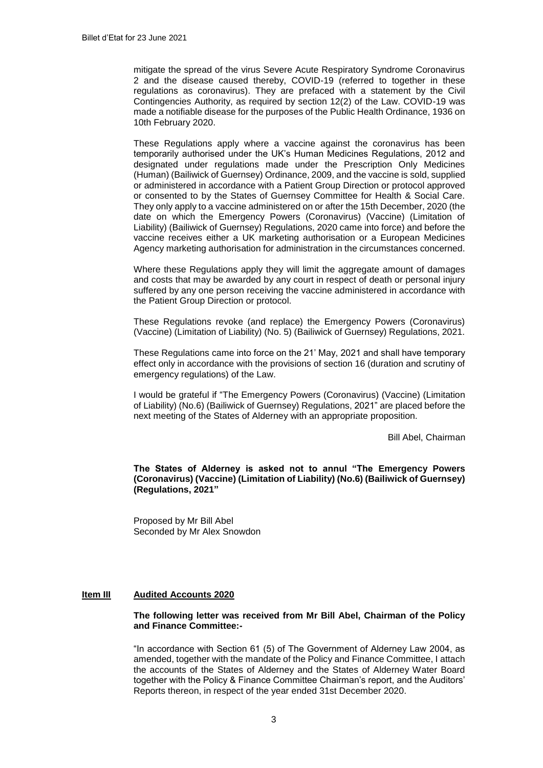mitigate the spread of the virus Severe Acute Respiratory Syndrome Coronavirus 2 and the disease caused thereby, COVID-19 (referred to together in these regulations as coronavirus). They are prefaced with a statement by the Civil Contingencies Authority, as required by section 12(2) of the Law. COVID-19 was made a notifiable disease for the purposes of the Public Health Ordinance, 1936 on 10th February 2020.

These Regulations apply where a vaccine against the coronavirus has been temporarily authorised under the UK's Human Medicines Regulations, 2012 and designated under regulations made under the Prescription Only Medicines (Human) (Bailiwick of Guernsey) Ordinance, 2009, and the vaccine is sold, supplied or administered in accordance with a Patient Group Direction or protocol approved or consented to by the States of Guernsey Committee for Health & Social Care. They only apply to a vaccine administered on or after the 15th December, 2020 (the date on which the Emergency Powers (Coronavirus) (Vaccine) (Limitation of Liability) (Bailiwick of Guernsey) Regulations, 2020 came into force) and before the vaccine receives either a UK marketing authorisation or a European Medicines Agency marketing authorisation for administration in the circumstances concerned.

Where these Regulations apply they will limit the aggregate amount of damages and costs that may be awarded by any court in respect of death or personal injury suffered by any one person receiving the vaccine administered in accordance with the Patient Group Direction or protocol.

These Regulations revoke (and replace) the Emergency Powers (Coronavirus) (Vaccine) (Limitation of Liability) (No. 5) (Bailiwick of Guernsey) Regulations, 2021.

These Regulations came into force on the 21' May, 2021 and shall have temporary effect only in accordance with the provisions of section 16 (duration and scrutiny of emergency regulations) of the Law.

I would be grateful if "The Emergency Powers (Coronavirus) (Vaccine) (Limitation of Liability) (No.6) (Bailiwick of Guernsey) Regulations, 2021" are placed before the next meeting of the States of Alderney with an appropriate proposition.

Bill Abel, Chairman

**The States of Alderney is asked not to annul "The Emergency Powers (Coronavirus) (Vaccine) (Limitation of Liability) (No.6) (Bailiwick of Guernsey) (Regulations, 2021"**

Proposed by Mr Bill Abel
Seconded by Mr Alex Snowdon

## Item III **Audited Accounts 2020**

**The following letter was received from Mr Bill Abel, Chairman of the Policy and Finance Committee:-**

"In accordance with Section 61 (5) of The Government of Alderney Law 2004, as amended, together with the mandate of the Policy and Finance Committee, I attach the accounts of the States of Alderney and the States of Alderney Water Board together with the Policy & Finance Committee Chairman's report, and the Auditors' Reports thereon, in respect of the year ended 31st December 2020.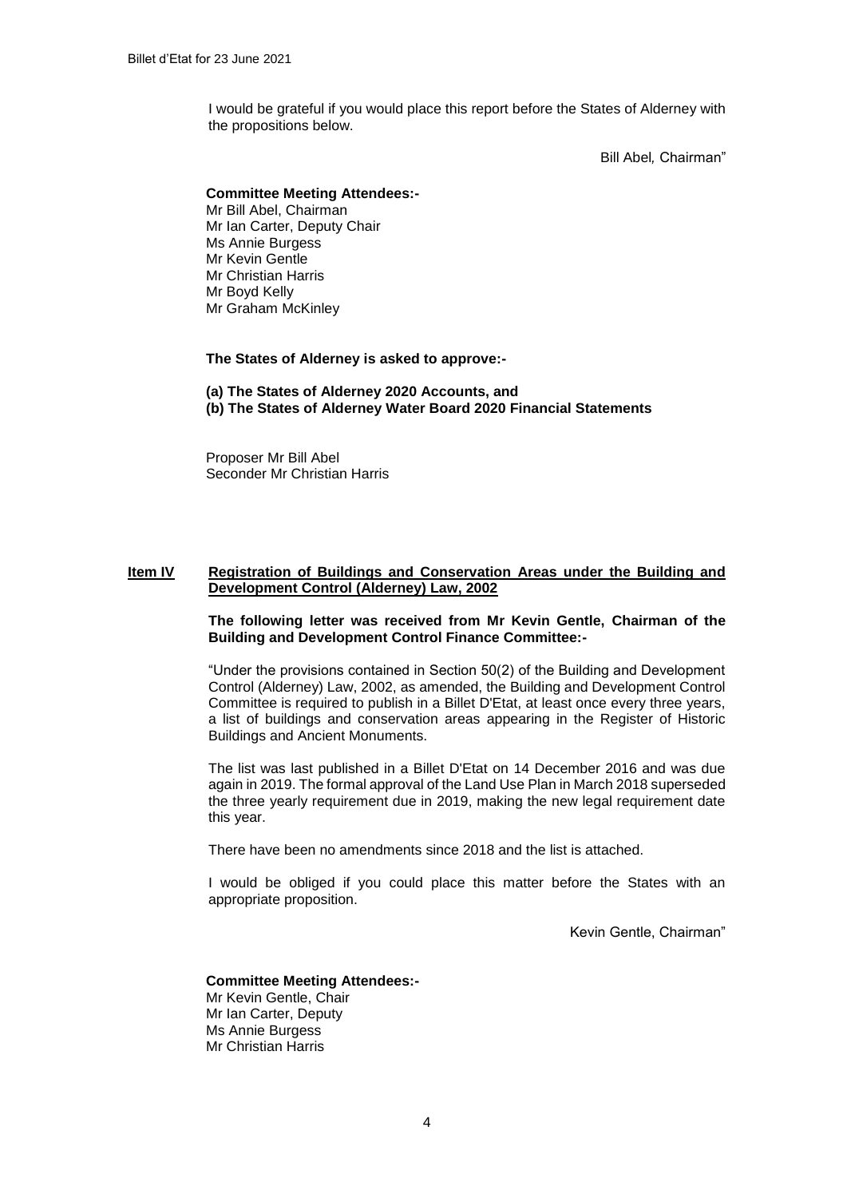I would be grateful if you would place this report before the States of Alderney with the propositions below.

Bill Abel*,* Chairman"

**Committee Meeting Attendees:-**
Mr Bill Abel, Chairman
Mr Ian Carter, Deputy Chair
Ms Annie Burgess
Mr Kevin Gentle
Mr Christian Harris
Mr Boyd Kelly
Mr Graham McKinley

**The States of Alderney is asked to approve:-**

**(a) The States of Alderney 2020 Accounts, and**
**(b) The States of Alderney Water Board 2020 Financial Statements**

Proposer Mr Bill Abel
Seconder Mr Christian Harris

## Item IV Registration of Buildings and Conservation Areas under the Building and Development Control (Alderney) Law, 2002

**The following letter was received from Mr Kevin Gentle, Chairman of the Building and Development Control Finance Committee:-**

"Under the provisions contained in Section 50(2) of the Building and Development Control (Alderney) Law, 2002, as amended, the Building and Development Control Committee is required to publish in a Billet D'Etat, at least once every three years, a list of buildings and conservation areas appearing in the Register of Historic Buildings and Ancient Monuments.

The list was last published in a Billet D'Etat on 14 December 2016 and was due again in 2019. The formal approval of the Land Use Plan in March 2018 superseded the three yearly requirement due in 2019, making the new legal requirement date this year.

There have been no amendments since 2018 and the list is attached.

I would be obliged if you could place this matter before the States with an appropriate proposition.

Kevin Gentle, Chairman"

**Committee Meeting Attendees:-**
Mr Kevin Gentle, Chair
Mr Ian Carter, Deputy
Ms Annie Burgess
Mr Christian Harris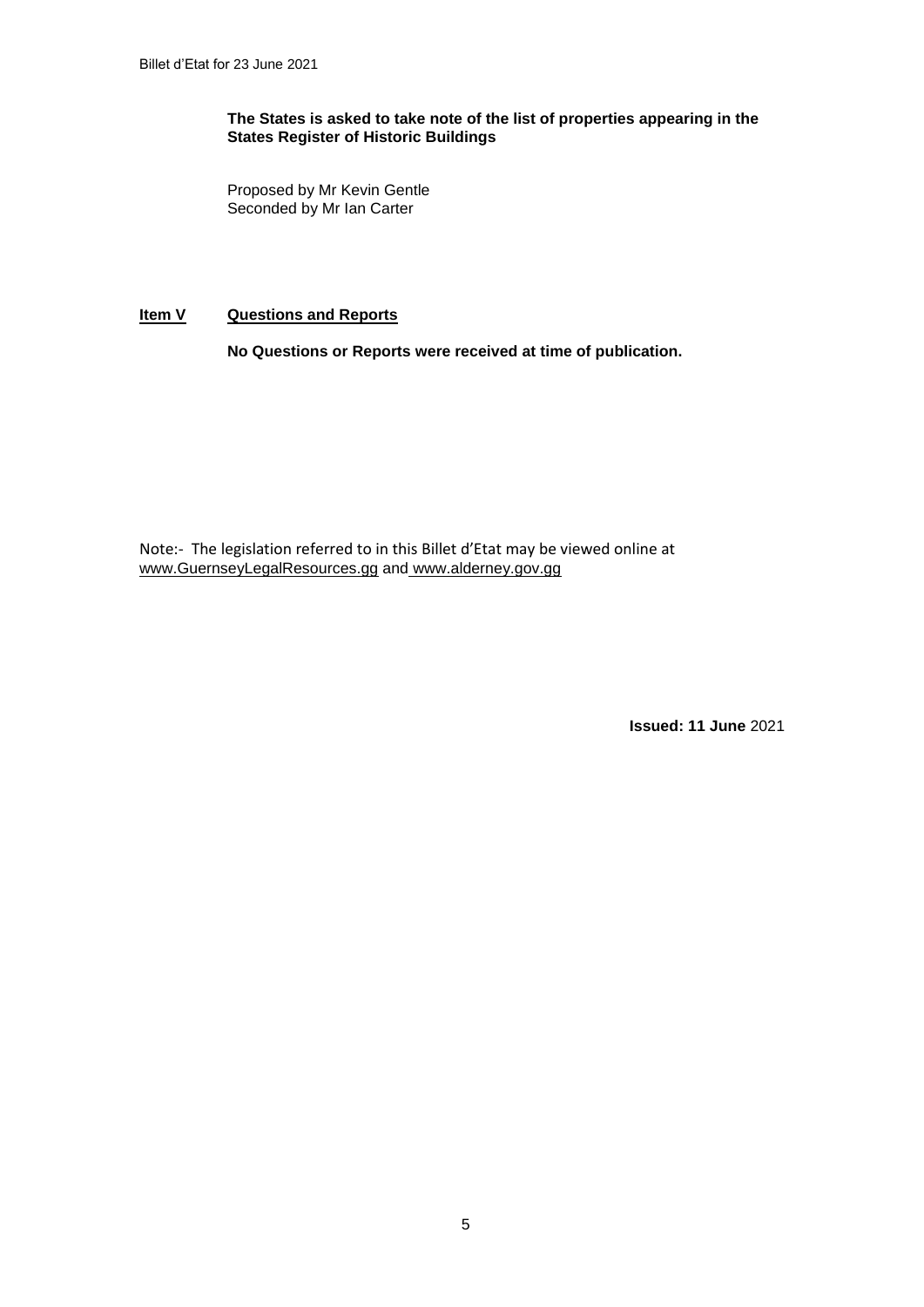**The States is asked to take note of the list of properties appearing in the States Register of Historic Buildings**

Proposed by Mr Kevin Gentle
Seconded by Mr Ian Carter

**Item V** **Questions and Reports**

**No Questions or Reports were received at time of publication.**

Note:- The legislation referred to in this Billet d'Etat may be viewed online at www.GuernseyLegalResources.gg and www.alderney.gov.gg

**Issued: 11 June** 2021